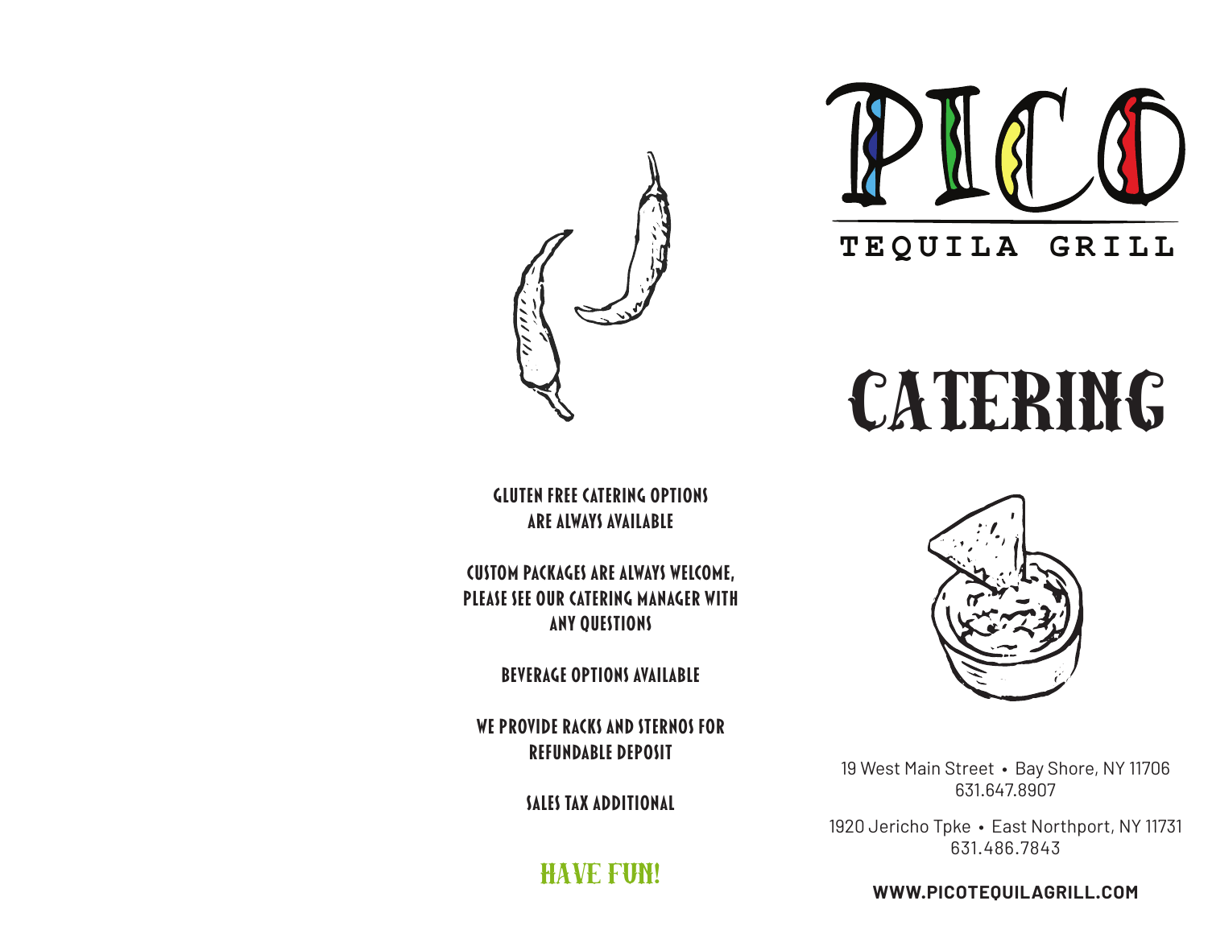# PICO

## TEQUILA GRILL

# CATERING

19 West Main Street • Bay Shore, NY 11706
631.647.8907

1920 Jericho Tpke • East Northport, NY 11731
631.486.7843

**WWW.PICOTEQUILAGRILL.COM**

GLUTEN FREE CATERING OPTIONS ARE ALWAYS AVAILABLE

CUSTOM PACKAGES ARE ALWAYS WELCOME, PLEASE SEE OUR CATERING MANAGER WITH ANY QUESTIONS

BEVERAGE OPTIONS AVAILABLE

WE PROVIDE RACKS AND STERNOS FOR REFUNDABLE DEPOSIT

SALES TAX ADDITIONAL

HAVE FUN!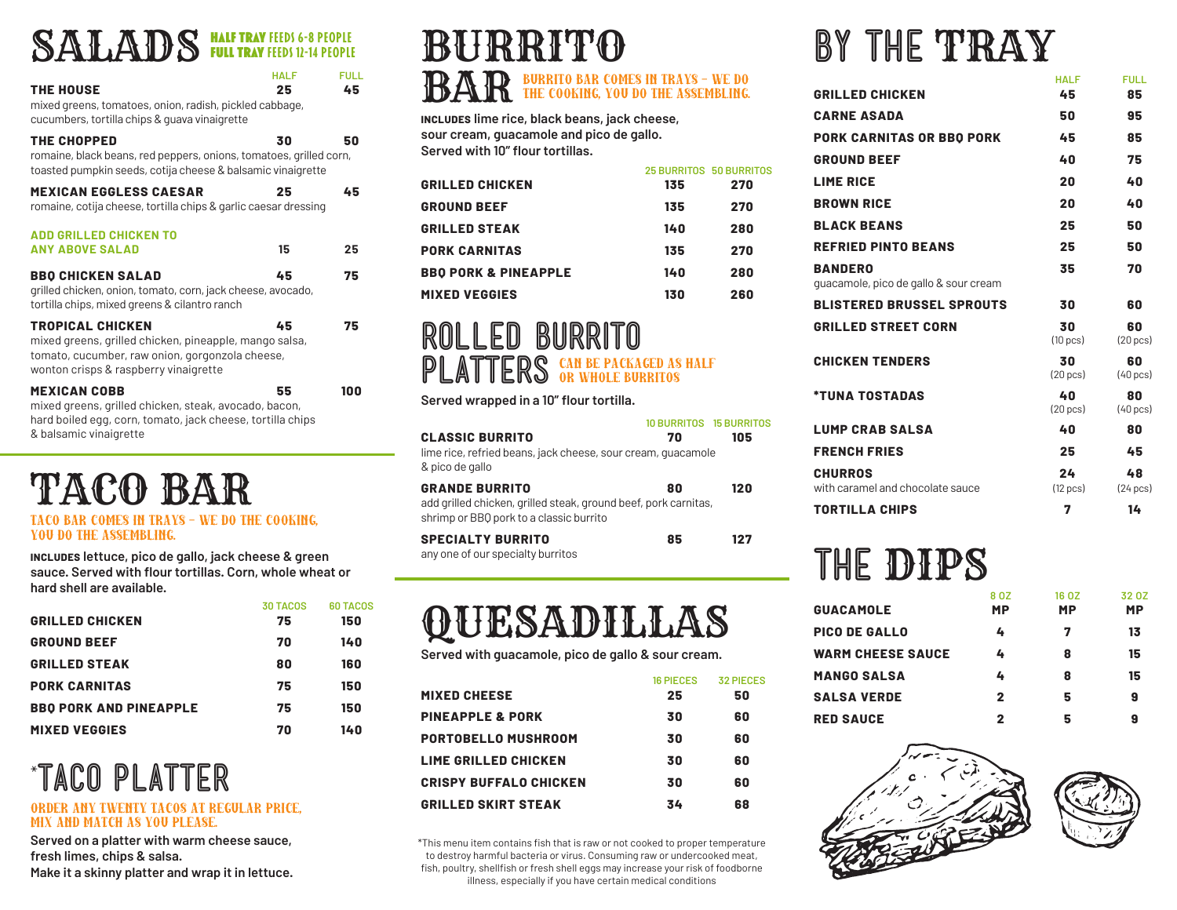# SALADS

**HALF TRAY** FEEDS 6-8 PEOPLE
**FULL TRAY** FEEDS 12-14 PEOPLE

| | HALF | FULL |
|---|---|---|
| **THE HOUSE** mixed greens, tomatoes, onion, radish, pickled cabbage, cucumbers, tortilla chips & guava vinaigrette | 25 | 45 |
| **THE CHOPPED** romaine, black beans, red peppers, onions, tomatoes, grilled corn, toasted pumpkin seeds, cotija cheese & balsamic vinaigrette | 30 | 50 |
| **MEXICAN EGGLESS CAESAR** romaine, cotija cheese, tortilla chips & garlic caesar dressing | 25 | 45 |
| **ADD GRILLED CHICKEN TO ANY ABOVE SALAD** | 15 | 25 |
| **BBQ CHICKEN SALAD** grilled chicken, onion, tomato, corn, jack cheese, avocado, tortilla chips, mixed greens & cilantro ranch | 45 | 75 |
| **TROPICAL CHICKEN** mixed greens, grilled chicken, pineapple, mango salsa, tomato, cucumber, raw onion, gorgonzola cheese, wonton crisps & raspberry vinaigrette | 45 | 75 |
| **MEXICAN COBB** mixed greens, grilled chicken, steak, avocado, bacon, hard boiled egg, corn, tomato, jack cheese, tortilla chips & balsamic vinaigrette | 55 | 100 |

# TACO BAR

TACO BAR COMES IN TRAYS – WE DO THE COOKING, YOU DO THE ASSEMBLING.

**INCLUDES lettuce, pico de gallo, jack cheese & green sauce. Served with flour tortillas. Corn, whole wheat or hard shell are available.**

| | 30 TACOS | 60 TACOS |
|---|---|---|
| **GRILLED CHICKEN** | 75 | 150 |
| **GROUND BEEF** | 70 | 140 |
| **GRILLED STEAK** | 80 | 160 |
| **PORK CARNITAS** | 75 | 150 |
| **BBQ PORK AND PINEAPPLE** | 75 | 150 |
| **MIXED VEGGIES** | 70 | 140 |

# *TACO PLATTER

ORDER ANY TWENTY TACOS AT REGULAR PRICE, MIX AND MATCH AS YOU PLEASE.

**Served on a platter with warm cheese sauce, fresh limes, chips & salsa.**
**Make it a skinny platter and wrap it in lettuce.**

# BURRITO BAR

BURRITO BAR COMES IN TRAYS – WE DO THE COOKING, YOU DO THE ASSEMBLING.

**INCLUDES lime rice, black beans, jack cheese, sour cream, guacamole and pico de gallo. Served with 10" flour tortillas.**

| | 25 BURRITOS | 50 BURRITOS |
|---|---|---|
| **GRILLED CHICKEN** | 135 | 270 |
| **GROUND BEEF** | 135 | 270 |
| **GRILLED STEAK** | 140 | 280 |
| **PORK CARNITAS** | 135 | 270 |
| **BBQ PORK & PINEAPPLE** | 140 | 280 |
| **MIXED VEGGIES** | 130 | 260 |

# ROLLED BURRITO PLATTERS

CAN BE PACKAGED AS HALF OR WHOLE BURRITOS

**Served wrapped in a 10" flour tortilla.**

| | 10 BURRITOS | 15 BURRITOS |
|---|---|---|
| **CLASSIC BURRITO** lime rice, refried beans, jack cheese, sour cream, guacamole & pico de gallo | 70 | 105 |
| **GRANDE BURRITO** add grilled chicken, grilled steak, ground beef, pork carnitas, shrimp or BBQ pork to a classic burrito | 80 | 120 |
| **SPECIALTY BURRITO** any one of our specialty burritos | 85 | 127 |

# QUESADILLAS

**Served with guacamole, pico de gallo & sour cream.**

| | 16 PIECES | 32 PIECES |
|---|---|---|
| **MIXED CHEESE** | 25 | 50 |
| **PINEAPPLE & PORK** | 30 | 60 |
| **PORTOBELLO MUSHROOM** | 30 | 60 |
| **LIME GRILLED CHICKEN** | 30 | 60 |
| **CRISPY BUFFALO CHICKEN** | 30 | 60 |
| **GRILLED SKIRT STEAK** | 34 | 68 |

*This menu item contains fish that is raw or not cooked to proper temperature to destroy harmful bacteria or virus. Consuming raw or undercooked meat, fish, poultry, shellfish or fresh shell eggs may increase your risk of foodborne illness, especially if you have certain medical conditions

# BY THE TRAY

| | HALF | FULL |
|---|---|---|
| **GRILLED CHICKEN** | 45 | 85 |
| **CARNE ASADA** | 50 | 95 |
| **PORK CARNITAS OR BBQ PORK** | 45 | 85 |
| **GROUND BEEF** | 40 | 75 |
| **LIME RICE** | 20 | 40 |
| **BROWN RICE** | 20 | 40 |
| **BLACK BEANS** | 25 | 50 |
| **REFRIED PINTO BEANS** | 25 | 50 |
| **BANDERO** guacamole, pico de gallo & sour cream | 35 | 70 |
| **BLISTERED BRUSSEL SPROUTS** | 30 | 60 |
| **GRILLED STREET CORN** | 30 (10 pcs) | 60 (20 pcs) |
| **CHICKEN TENDERS** | 30 (20 pcs) | 60 (40 pcs) |
| ***TUNA TOSTADAS** | 40 (20 pcs) | 80 (40 pcs) |
| **LUMP CRAB SALSA** | 40 | 80 |
| **FRENCH FRIES** | 25 | 45 |
| **CHURROS** with caramel and chocolate sauce | 24 (12 pcs) | 48 (24 pcs) |
| **TORTILLA CHIPS** | 7 | 14 |

# THE DIPS

| | 8 OZ | 16 OZ | 32 OZ |
|---|---|---|---|
| **GUACAMOLE** | MP | MP | MP |
| **PICO DE GALLO** | 4 | 7 | 13 |
| **WARM CHEESE SAUCE** | 4 | 8 | 15 |
| **MANGO SALSA** | 4 | 8 | 15 |
| **SALSA VERDE** | 2 | 5 | 9 |
| **RED SAUCE** | 2 | 5 | 9 |